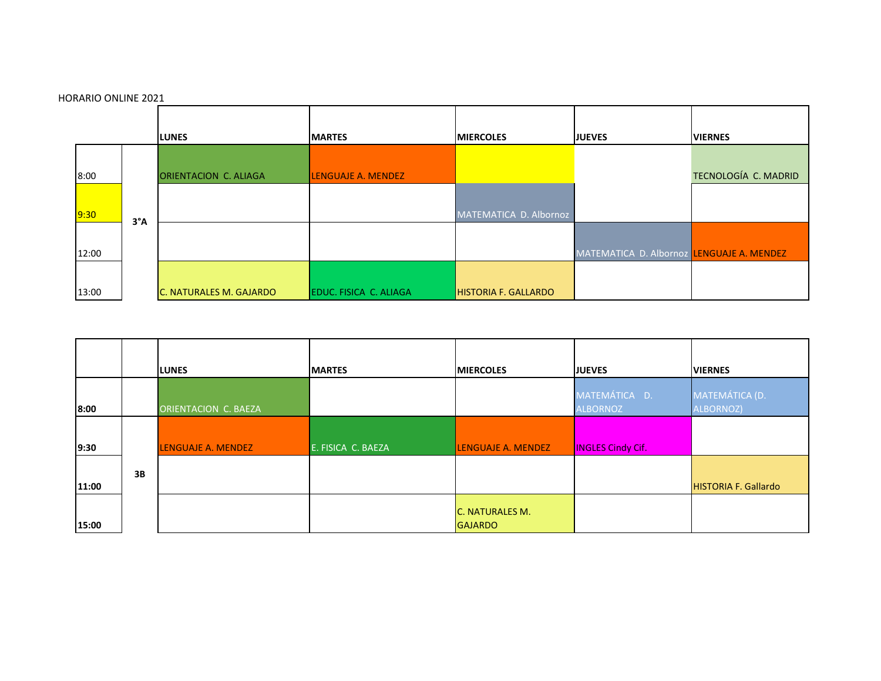HORARIO ONLINE 2021

| | | LUNES | MARTES | MIERCOLES | JUEVES | VIERNES |
|---|---|---|---|---|---|---|
| 8:00 | 3°A | ORIENTACION C. ALIAGA | LENGUAJE A. MENDEZ | | | TECNOLOGÍA C. MADRID |
| 9:30 | | | | MATEMATICA D. Albornoz | | |
| 12:00 | | | | | MATEMATICA D. Albornoz | LENGUAJE A. MENDEZ |
| 13:00 | | C. NATURALES M. GAJARDO | EDUC. FISICA C. ALIAGA | HISTORIA F. GALLARDO | | |

| | | LUNES | MARTES | MIERCOLES | JUEVES | VIERNES |
|---|---|---|---|---|---|---|
| **8:00** | | ORIENTACION C. BAEZA | | | MATEMÁTICA D. ALBORNOZ | MATEMÁTICA (D. ALBORNOZ) |
| **9:30** | **3B** | LENGUAJE A. MENDEZ | E. FISICA C. BAEZA | LENGUAJE A. MENDEZ | INGLES Cindy Cif. | |
| **11:00** | | | | | | HISTORIA F. Gallardo |
| **15:00** | | | | C. NATURALES M. GAJARDO | | |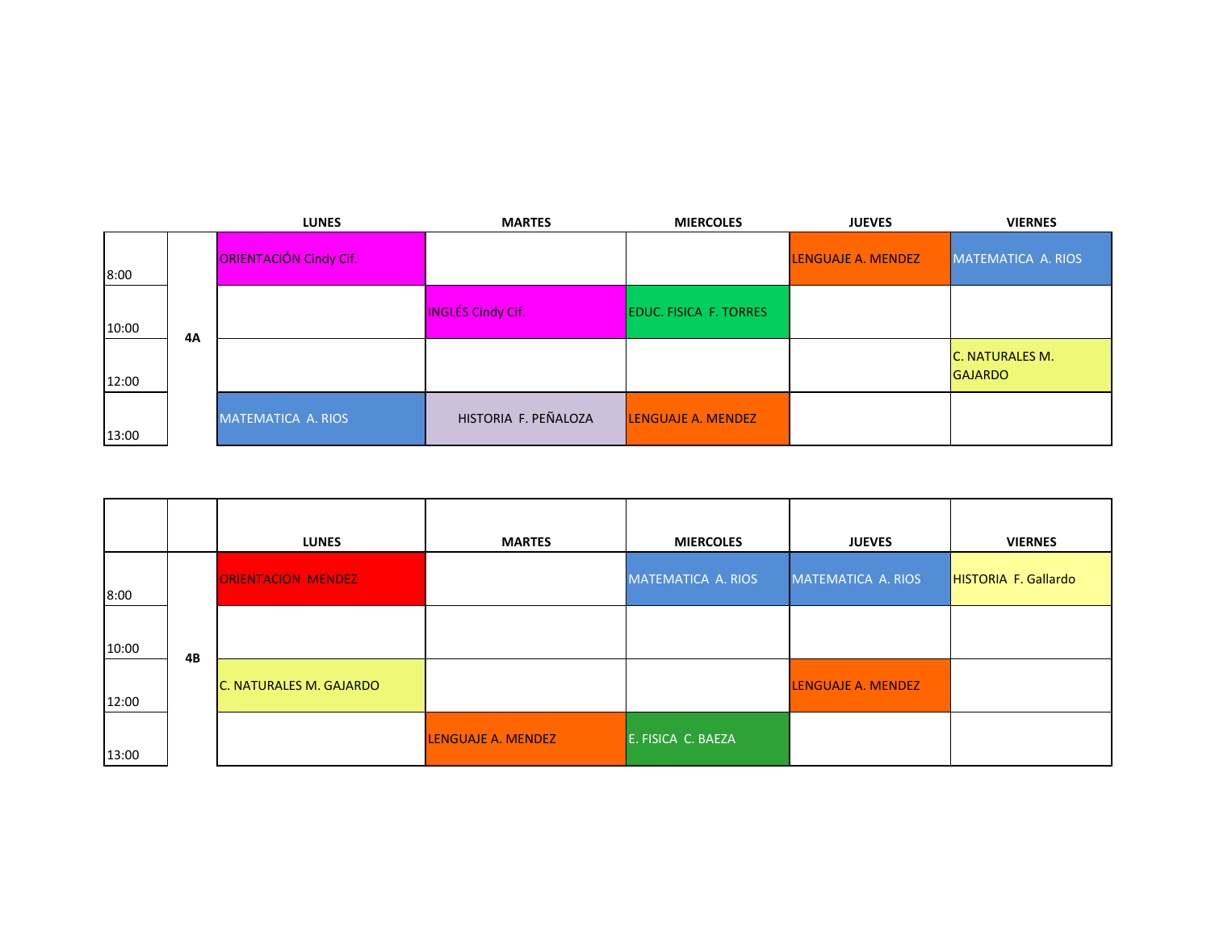| | | LUNES | MARTES | MIERCOLES | JUEVES | VIERNES |
|---|---|---|---|---|---|---|
| 8:00 | 4A | ORIENTACIÓN Cindy Cif. | | | LENGUAJE A. MENDEZ | MATEMATICA A. RIOS |
| 10:00 | | | INGLÉS Cindy Cif. | EDUC. FISICA F. TORRES | | |
| 12:00 | | | | | | C. NATURALES M. GAJARDO |
| 13:00 | | MATEMATICA A. RIOS | HISTORIA F. PEÑALOZA | LENGUAJE A. MENDEZ | | |

| | | LUNES | MARTES | MIERCOLES | JUEVES | VIERNES |
|---|---|---|---|---|---|---|
| 8:00 | 4B | ORIENTACION MENDEZ | | MATEMATICA A. RIOS | MATEMATICA A. RIOS | HISTORIA F. Gallardo |
| 10:00 | | | | | | |
| 12:00 | | C. NATURALES M. GAJARDO | | | LENGUAJE A. MENDEZ | |
| 13:00 | | | LENGUAJE A. MENDEZ | E. FISICA C. BAEZA | | |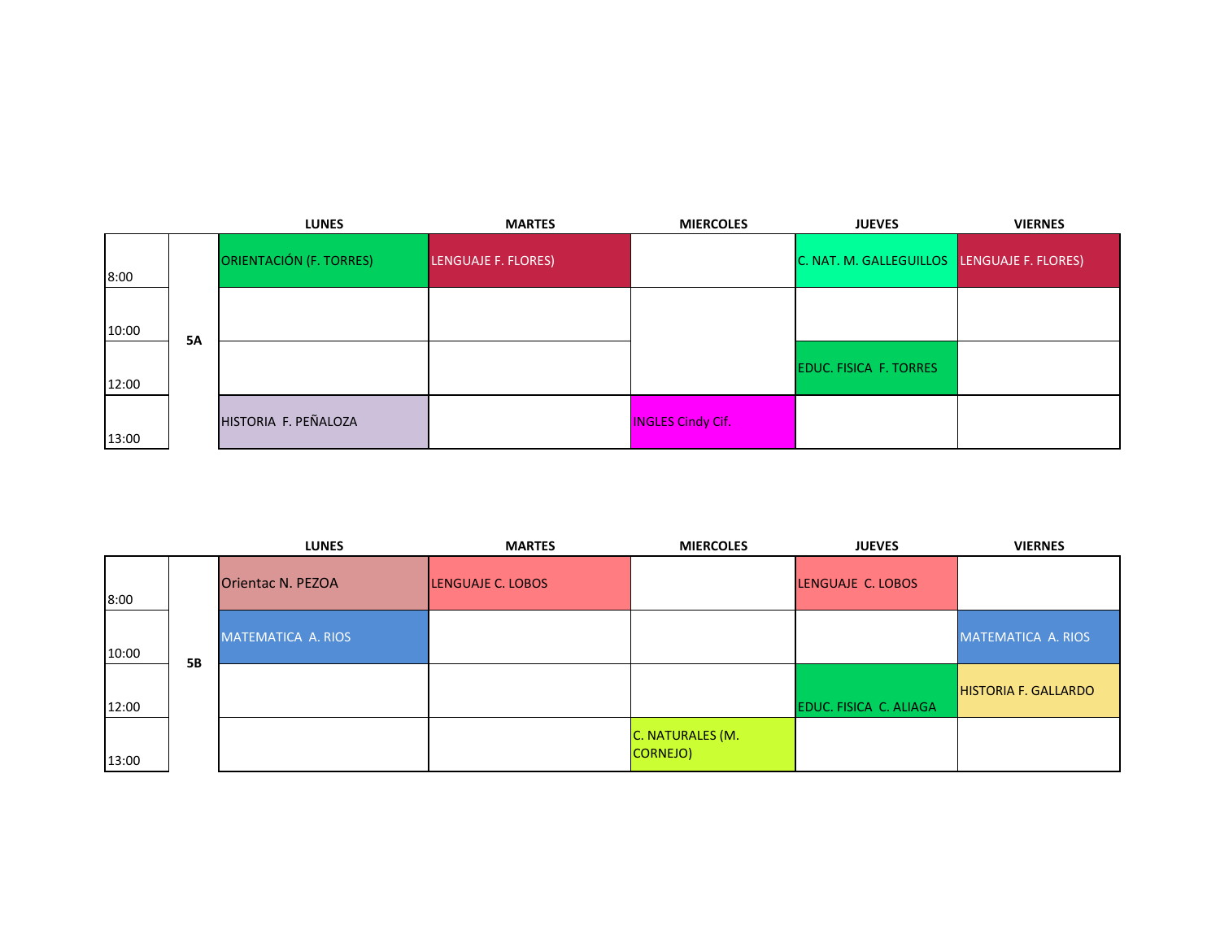| | | LUNES | MARTES | MIERCOLES | JUEVES | VIERNES |
|---|---|---|---|---|---|---|
| 8:00 | 5A | ORIENTACIÓN (F. TORRES) | LENGUAJE F. FLORES) | | C. NAT. M. GALLEGUILLOS | LENGUAJE F. FLORES) |
| 10:00 | | | | | | |
| 12:00 | | | | | EDUC. FISICA F. TORRES | |
| 13:00 | | HISTORIA F. PEÑALOZA | | INGLES Cindy Cif. | | |

| | | LUNES | MARTES | MIERCOLES | JUEVES | VIERNES |
|---|---|---|---|---|---|---|
| 8:00 | 5B | Orientac N. PEZOA | LENGUAJE C. LOBOS | | LENGUAJE C. LOBOS | |
| 10:00 | | MATEMATICA A. RIOS | | | | MATEMATICA A. RIOS |
| 12:00 | | | | | EDUC. FISICA C. ALIAGA | HISTORIA F. GALLARDO |
| 13:00 | | | | C. NATURALES (M. CORNEJO) | | |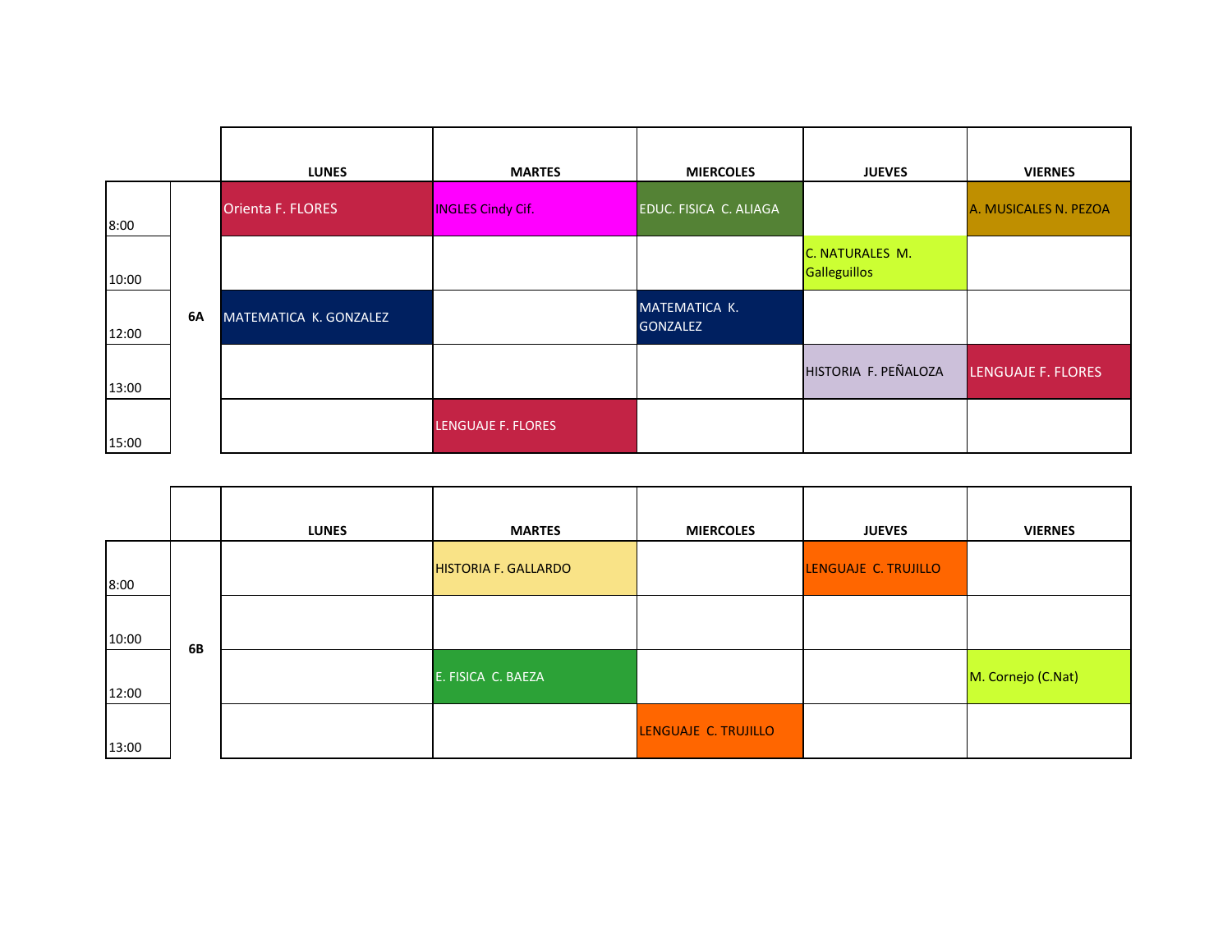| | | LUNES | MARTES | MIERCOLES | JUEVES | VIERNES |
|---|---|---|---|---|---|---|
| 8:00 | 6A | Orienta F. FLORES | INGLES Cindy Cif. | EDUC. FISICA C. ALIAGA | | A. MUSICALES N. PEZOA |
| 10:00 | | | | | C. NATURALES M. Galleguillos | |
| 12:00 | | MATEMATICA K. GONZALEZ | | MATEMATICA K. GONZALEZ | | |
| 13:00 | | | | | HISTORIA F. PEÑALOZA | LENGUAJE F. FLORES |
| 15:00 | | | LENGUAJE F. FLORES | | | |

| | | LUNES | MARTES | MIERCOLES | JUEVES | VIERNES |
|---|---|---|---|---|---|---|
| 8:00 | 6B | | HISTORIA F. GALLARDO | | LENGUAJE C. TRUJILLO | |
| 10:00 | | | | | | |
| 12:00 | | | E. FISICA C. BAEZA | | | M. Cornejo (C.Nat) |
| 13:00 | | | | LENGUAJE C. TRUJILLO | | |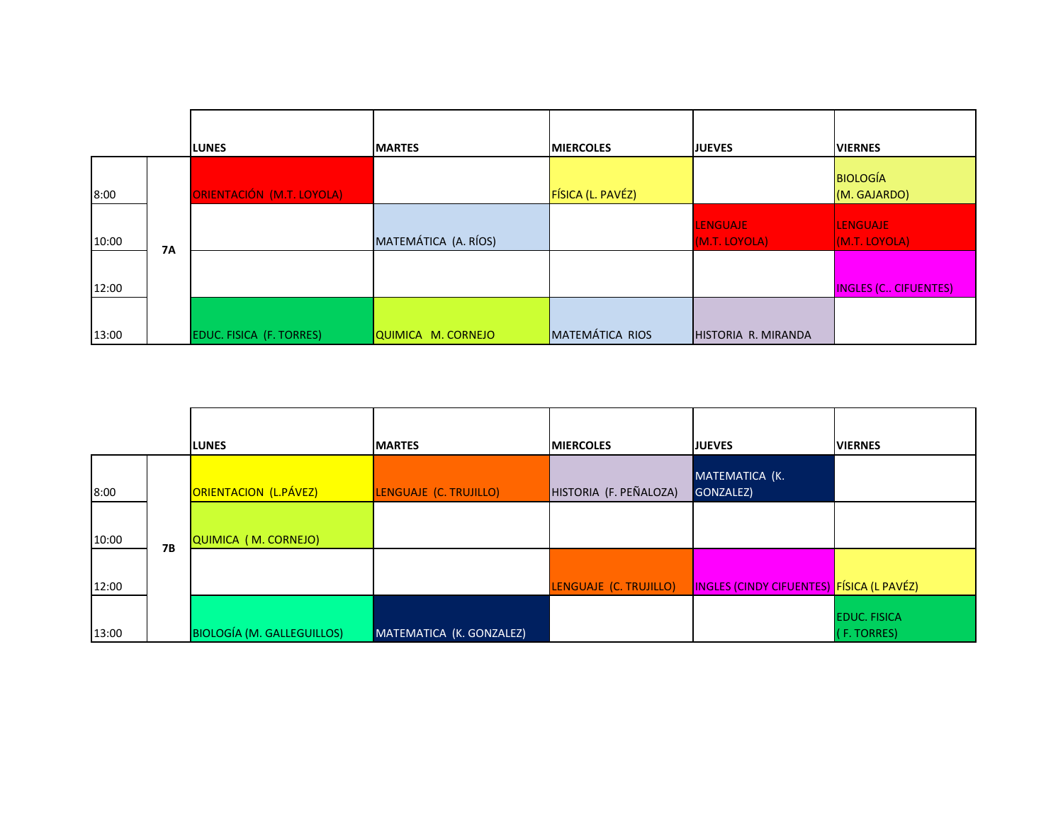| | | LUNES | MARTES | MIERCOLES | JUEVES | VIERNES |
|---|---|---|---|---|---|---|
| 8:00 | 7A | ORIENTACIÓN (M.T. LOYOLA) | | FÍSICA (L. PAVÉZ) | | BIOLOGÍA (M. GAJARDO) |
| 10:00 | | | MATEMÁTICA (A. RÍOS) | | LENGUAJE (M.T. LOYOLA) | LENGUAJE (M.T. LOYOLA) |
| 12:00 | | | | | | INGLES (C.. CIFUENTES) |
| 13:00 | | EDUC. FISICA (F. TORRES) | QUIMICA M. CORNEJO | MATEMÁTICA RIOS | HISTORIA R. MIRANDA | |

| | | LUNES | MARTES | MIERCOLES | JUEVES | VIERNES |
|---|---|---|---|---|---|---|
| 8:00 | 7B | ORIENTACION (L.PÁVEZ) | LENGUAJE (C. TRUJILLO) | HISTORIA (F. PEÑALOZA) | MATEMATICA (K. GONZALEZ) | |
| 10:00 | | QUIMICA ( M. CORNEJO) | | | | |
| 12:00 | | | | LENGUAJE (C. TRUJILLO) | INGLES (CINDY CIFUENTES) | FÍSICA (L PAVÉZ) |
| 13:00 | | BIOLOGÍA (M. GALLEGUILLOS) | MATEMATICA (K. GONZALEZ) | | | EDUC. FISICA ( F. TORRES) |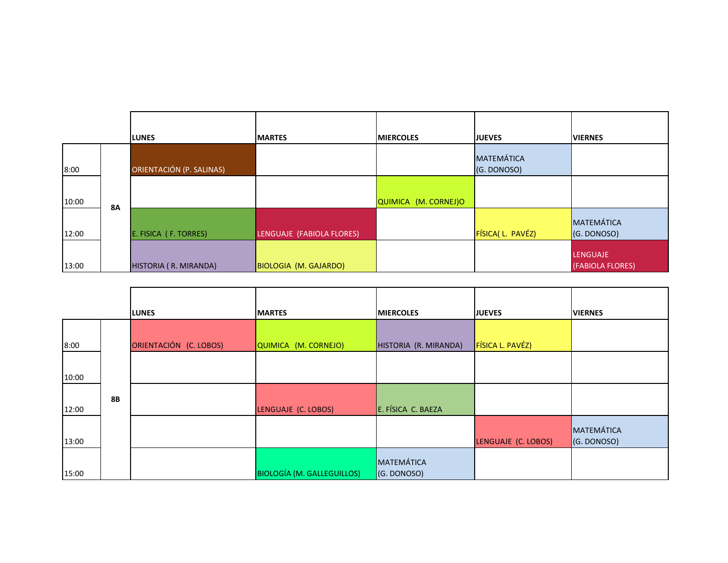| | | LUNES | MARTES | MIERCOLES | JUEVES | VIERNES |
|---|---|---|---|---|---|---|
| 8:00 | 8A | ORIENTACIÓN (P. SALINAS) | | | MATEMÁTICA (G. DONOSO) | |
| 10:00 | | | | QUIMICA (M. CORNEJ)O | | |
| 12:00 | | E. FISICA ( F. TORRES) | LENGUAJE (FABIOLA FLORES) | | FÍSICA( L. PAVÉZ) | MATEMÁTICA (G. DONOSO) |
| 13:00 | | HISTORIA ( R. MIRANDA) | BIOLOGIA (M. GAJARDO) | | | LENGUAJE (FABIOLA FLORES) |

| | | LUNES | MARTES | MIERCOLES | JUEVES | VIERNES |
|---|---|---|---|---|---|---|
| 8:00 | 8B | ORIENTACIÓN (C. LOBOS) | QUIMICA (M. CORNEJO) | HISTORIA (R. MIRANDA) | FÍSICA L. PAVÉZ) | |
| 10:00 | | | | | | |
| 12:00 | | | LENGUAJE (C. LOBOS) | E. FÍSICA C. BAEZA | | |
| 13:00 | | | | | LENGUAJE (C. LOBOS) | MATEMÁTICA (G. DONOSO) |
| 15:00 | | | BIOLOGÍA (M. GALLEGUILLOS) | MATEMÁTICA (G. DONOSO) | | |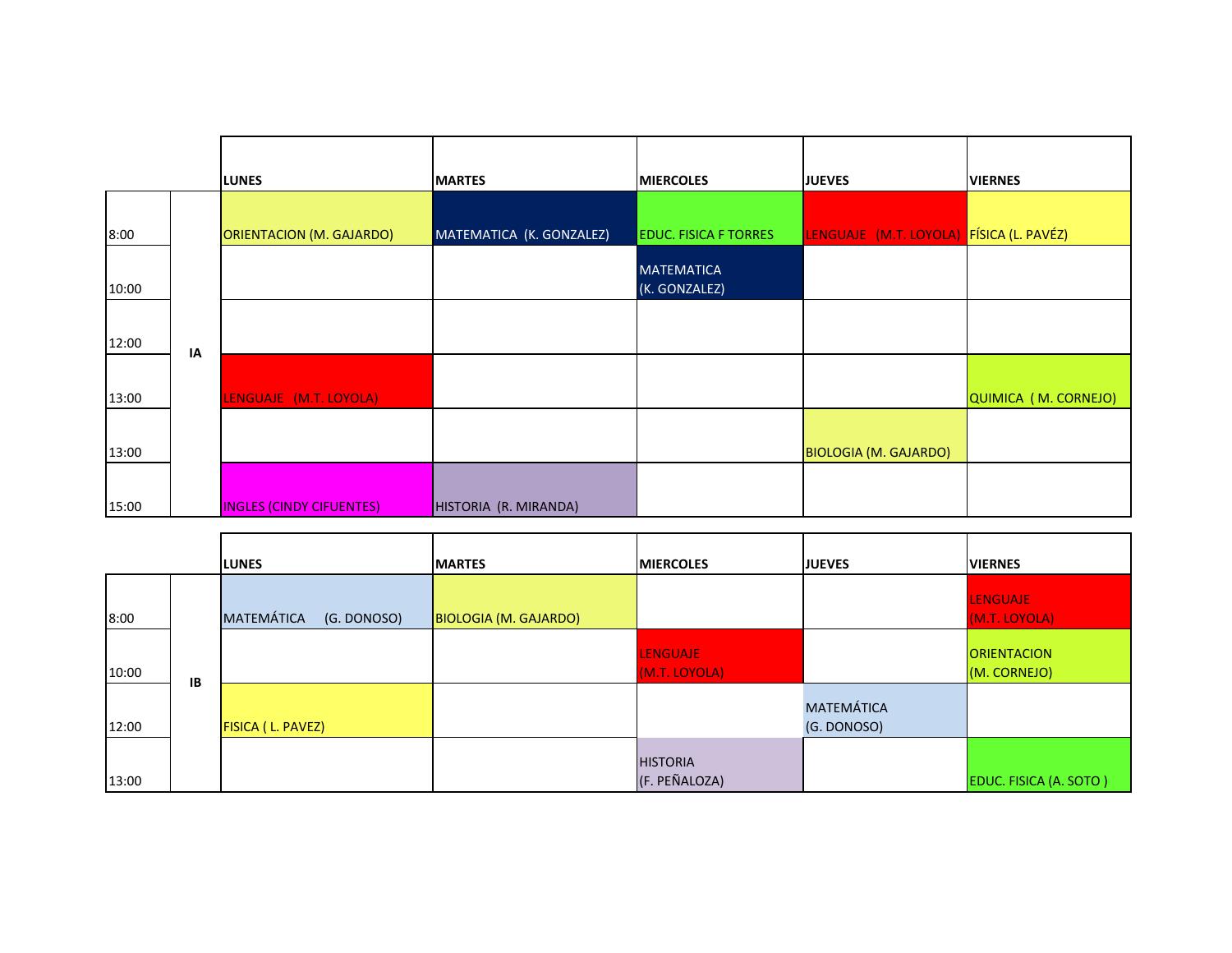| | | LUNES | MARTES | MIERCOLES | JUEVES | VIERNES |
|---|---|---|---|---|---|---|
| 8:00 | IA | ORIENTACION (M. GAJARDO) | MATEMATICA (K. GONZALEZ) | EDUC. FISICA F TORRES | LENGUAJE (M.T. LOYOLA) | FÍSICA (L. PAVÉZ) |
| 10:00 | | | | MATEMATICA (K. GONZALEZ) | | |
| 12:00 | | | | | | |
| 13:00 | | LENGUAJE (M.T. LOYOLA) | | | | QUIMICA ( M. CORNEJO) |
| 13:00 | | | | | BIOLOGIA (M. GAJARDO) | |
| 15:00 | | INGLES (CINDY CIFUENTES) | HISTORIA (R. MIRANDA) | | | |

| | | LUNES | MARTES | MIERCOLES | JUEVES | VIERNES |
|---|---|---|---|---|---|---|
| 8:00 | IB | MATEMÁTICA (G. DONOSO) | BIOLOGIA (M. GAJARDO) | | | LENGUAJE (M.T. LOYOLA) |
| 10:00 | | | | LENGUAJE (M.T. LOYOLA) | | ORIENTACION (M. CORNEJO) |
| 12:00 | | FISICA ( L. PAVEZ) | | | MATEMÁTICA (G. DONOSO) | |
| 13:00 | | | | HISTORIA (F. PEÑALOZA) | | EDUC. FISICA (A. SOTO ) |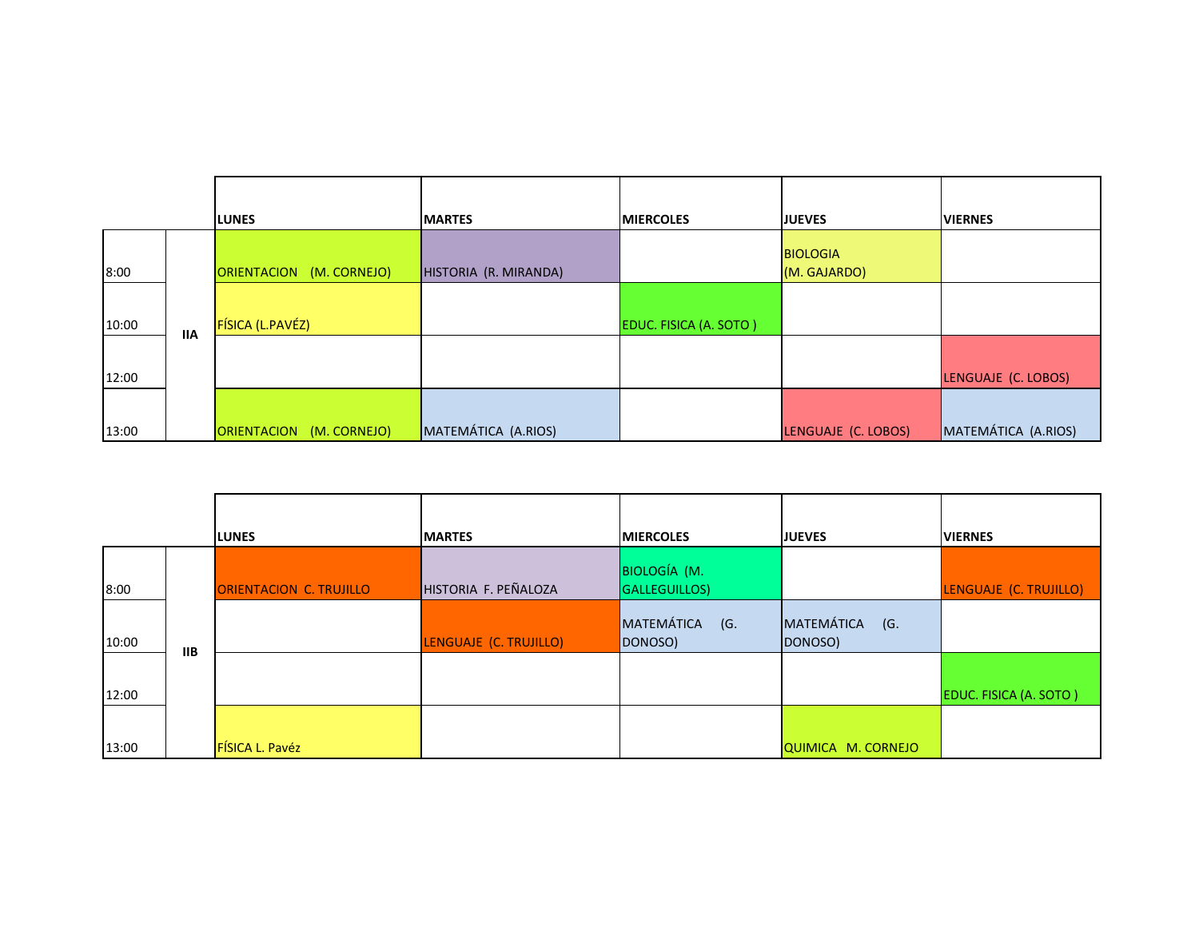| | | LUNES | MARTES | MIERCOLES | JUEVES | VIERNES |
|---|---|---|---|---|---|---|
| 8:00 | IIA | ORIENTACION (M. CORNEJO) | HISTORIA (R. MIRANDA) | | BIOLOGIA (M. GAJARDO) | |
| 10:00 | | FÍSICA (L.PAVÉZ) | | EDUC. FISICA (A. SOTO ) | | |
| 12:00 | | | | | | LENGUAJE (C. LOBOS) |
| 13:00 | | ORIENTACION (M. CORNEJO) | MATEMÁTICA (A.RIOS) | | LENGUAJE (C. LOBOS) | MATEMÁTICA (A.RIOS) |

| | | LUNES | MARTES | MIERCOLES | JUEVES | VIERNES |
|---|---|---|---|---|---|---|
| 8:00 | IIB | ORIENTACION C. TRUJILLO | HISTORIA F. PEÑALOZA | BIOLOGÍA (M. GALLEGUILLOS) | | LENGUAJE (C. TRUJILLO) |
| 10:00 | | | LENGUAJE (C. TRUJILLO) | MATEMÁTICA (G. DONOSO) | MATEMÁTICA (G. DONOSO) | |
| 12:00 | | | | | | EDUC. FISICA (A. SOTO ) |
| 13:00 | | FÍSICA L. Pavéz | | | QUIMICA M. CORNEJO | |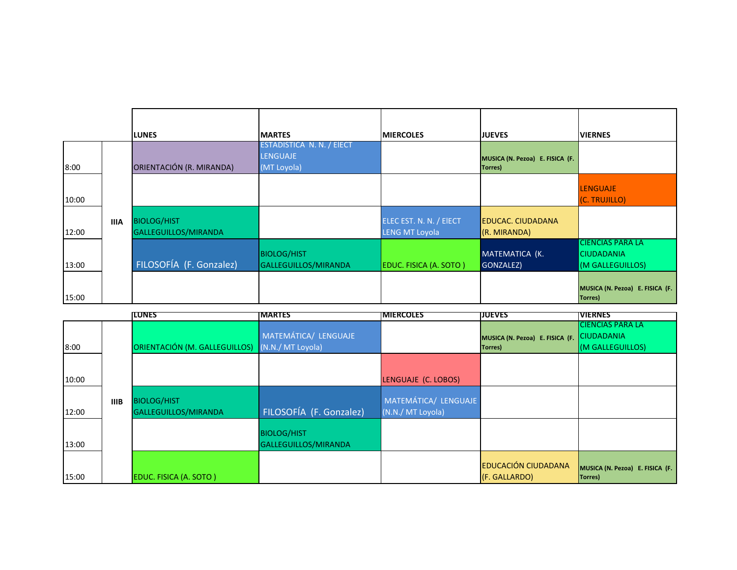| | | LUNES | MARTES | MIERCOLES | JUEVES | VIERNES |
|---|---|---|---|---|---|---|
| 8:00 | IIIA | ORIENTACIÓN (R. MIRANDA) | ESTADISTICA N. N. / EIECT LENGUAJE (MT Loyola) | | MUSICA (N. Pezoa) E. FISICA (F. Torres) | |
| 10:00 | | | | | | LENGUAJE (C. TRUJILLO) |
| 12:00 | | BIOLOG/HIST GALLEGUILLOS/MIRANDA | | ELEC EST. N. N. / EIECT LENG MT Loyola | EDUCAC. CIUDADANA (R. MIRANDA) | |
| 13:00 | | FILOSOFÍA (F. Gonzalez) | BIOLOG/HIST GALLEGUILLOS/MIRANDA | EDUC. FISICA (A. SOTO ) | MATEMATICA (K. GONZALEZ) | CIENCIAS PARA LA CIUDADANIA (M GALLEGUILLOS) |
| 15:00 | | | | | | MUSICA (N. Pezoa) E. FISICA (F. Torres) |

| | | LUNES | MARTES | MIERCOLES | JUEVES | VIERNES |
|---|---|---|---|---|---|---|
| 8:00 | IIIB | ORIENTACIÓN (M. GALLEGUILLOS) | MATEMÁTICA/ LENGUAJE (N.N./ MT Loyola) | | MUSICA (N. Pezoa) E. FISICA (F. Torres) | CIENCIAS PARA LA CIUDADANIA (M GALLEGUILLOS) |
| 10:00 | | | | LENGUAJE (C. LOBOS) | | |
| 12:00 | | BIOLOG/HIST GALLEGUILLOS/MIRANDA | FILOSOFÍA (F. Gonzalez) | MATEMÁTICA/ LENGUAJE (N.N./ MT Loyola) | | |
| 13:00 | | | BIOLOG/HIST GALLEGUILLOS/MIRANDA | | | |
| 15:00 | | EDUC. FISICA (A. SOTO ) | | | EDUCACIÓN CIUDADANA (F. GALLARDO) | MUSICA (N. Pezoa) E. FISICA (F. Torres) |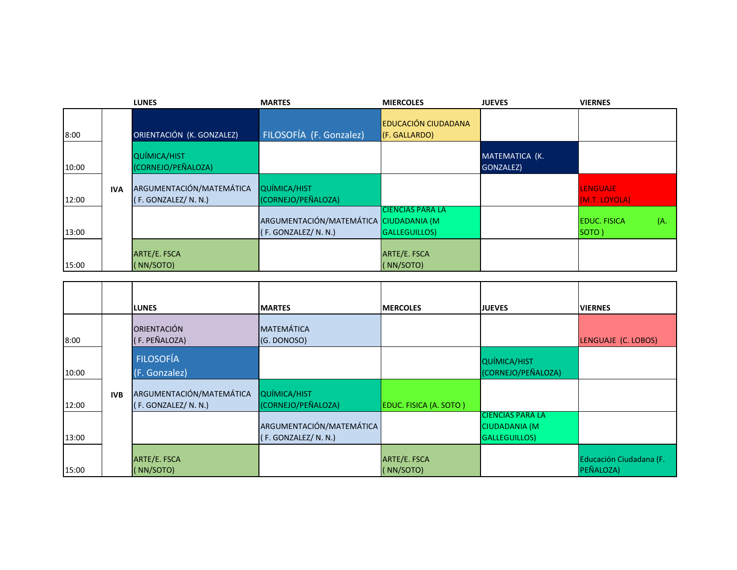| | | LUNES | MARTES | MIERCOLES | JUEVES | VIERNES |
|---|---|---|---|---|---|---|
| 8:00 | IVA | ORIENTACIÓN (K. GONZALEZ) | FILOSOFÍA (F. Gonzalez) | EDUCACIÓN CIUDADANA (F. GALLARDO) | | |
| 10:00 | | QUÍMICA/HIST (CORNEJO/PEÑALOZA) | | | MATEMATICA (K. GONZALEZ) | |
| 12:00 | | ARGUMENTACIÓN/MATEMÁTICA ( F. GONZALEZ/ N. N.) | QUÍMICA/HIST (CORNEJO/PEÑALOZA) | | | LENGUAJE (M.T. LOYOLA) |
| 13:00 | | | ARGUMENTACIÓN/MATEMÁTICA ( F. GONZALEZ/ N. N.) | CIENCIAS PARA LA CIUDADANIA (M GALLEGUILLOS) | | EDUC. FISICA (A. SOTO ) |
| 15:00 | | ARTE/E. FSCA ( NN/SOTO) | | ARTE/E. FSCA ( NN/SOTO) | | |

| | | LUNES | MARTES | MERCOLES | JUEVES | VIERNES |
|---|---|---|---|---|---|---|
| 8:00 | IVB | ORIENTACIÓN ( F. PEÑALOZA) | MATEMÁTICA (G. DONOSO) | | | LENGUAJE (C. LOBOS) |
| 10:00 | | FILOSOFÍA (F. Gonzalez) | | | QUÍMICA/HIST (CORNEJO/PEÑALOZA) | |
| 12:00 | | ARGUMENTACIÓN/MATEMÁTICA ( F. GONZALEZ/ N. N.) | QUÍMICA/HIST (CORNEJO/PEÑALOZA) | EDUC. FISICA (A. SOTO ) | | |
| 13:00 | | | ARGUMENTACIÓN/MATEMÁTICA ( F. GONZALEZ/ N. N.) | | CIENCIAS PARA LA CIUDADANIA (M GALLEGUILLOS) | |
| 15:00 | | ARTE/E. FSCA ( NN/SOTO) | | ARTE/E. FSCA ( NN/SOTO) | | Educación Ciudadana (F. PEÑALOZA) |